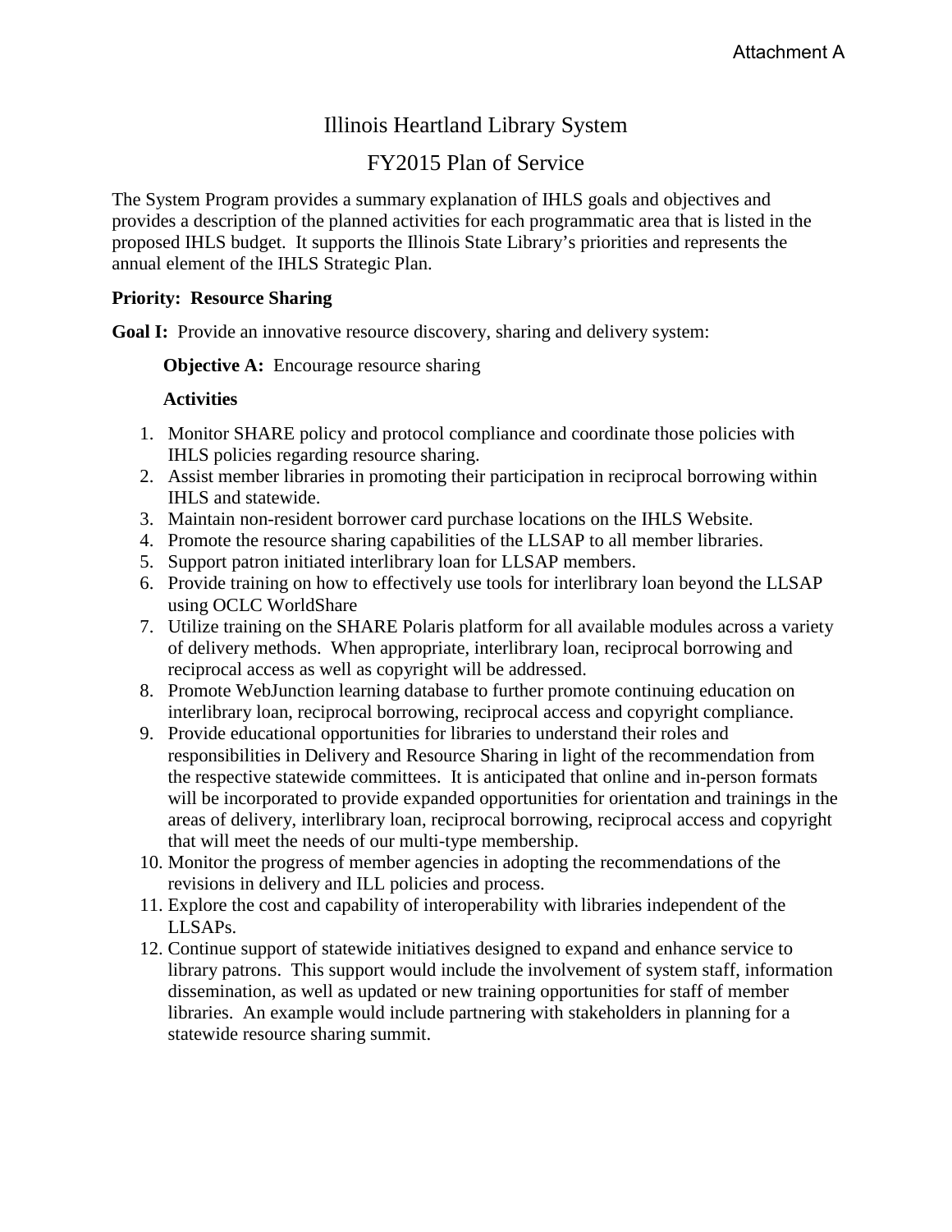Attachment A

# Illinois Heartland Library System

## FY2015 Plan of Service

The System Program provides a summary explanation of IHLS goals and objectives and provides a description of the planned activities for each programmatic area that is listed in the proposed IHLS budget. It supports the Illinois State Library's priorities and represents the annual element of the IHLS Strategic Plan.

**Priority: Resource Sharing**

**Goal I:** Provide an innovative resource discovery, sharing and delivery system:

**Objective A:** Encourage resource sharing

**Activities**

1. Monitor SHARE policy and protocol compliance and coordinate those policies with IHLS policies regarding resource sharing.
2. Assist member libraries in promoting their participation in reciprocal borrowing within IHLS and statewide.
3. Maintain non-resident borrower card purchase locations on the IHLS Website.
4. Promote the resource sharing capabilities of the LLSAP to all member libraries.
5. Support patron initiated interlibrary loan for LLSAP members.
6. Provide training on how to effectively use tools for interlibrary loan beyond the LLSAP using OCLC WorldShare
7. Utilize training on the SHARE Polaris platform for all available modules across a variety of delivery methods. When appropriate, interlibrary loan, reciprocal borrowing and reciprocal access as well as copyright will be addressed.
8. Promote WebJunction learning database to further promote continuing education on interlibrary loan, reciprocal borrowing, reciprocal access and copyright compliance.
9. Provide educational opportunities for libraries to understand their roles and responsibilities in Delivery and Resource Sharing in light of the recommendation from the respective statewide committees. It is anticipated that online and in-person formats will be incorporated to provide expanded opportunities for orientation and trainings in the areas of delivery, interlibrary loan, reciprocal borrowing, reciprocal access and copyright that will meet the needs of our multi-type membership.
10. Monitor the progress of member agencies in adopting the recommendations of the revisions in delivery and ILL policies and process.
11. Explore the cost and capability of interoperability with libraries independent of the LLSAPs.
12. Continue support of statewide initiatives designed to expand and enhance service to library patrons. This support would include the involvement of system staff, information dissemination, as well as updated or new training opportunities for staff of member libraries. An example would include partnering with stakeholders in planning for a statewide resource sharing summit.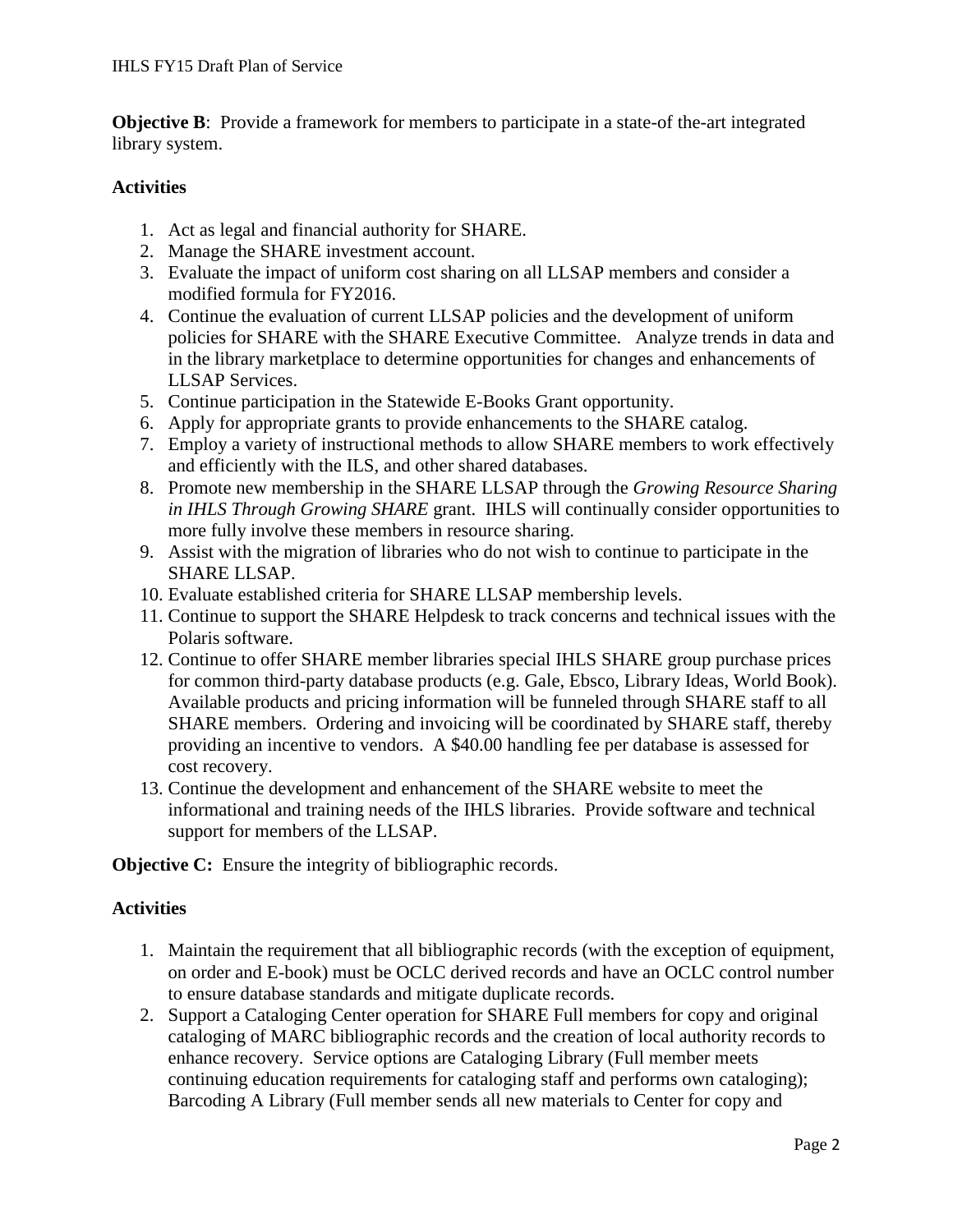**Objective B**: Provide a framework for members to participate in a state-of the-art integrated library system.

**Activities**

1. Act as legal and financial authority for SHARE.
2. Manage the SHARE investment account.
3. Evaluate the impact of uniform cost sharing on all LLSAP members and consider a modified formula for FY2016.
4. Continue the evaluation of current LLSAP policies and the development of uniform policies for SHARE with the SHARE Executive Committee. Analyze trends in data and in the library marketplace to determine opportunities for changes and enhancements of LLSAP Services.
5. Continue participation in the Statewide E-Books Grant opportunity.
6. Apply for appropriate grants to provide enhancements to the SHARE catalog.
7. Employ a variety of instructional methods to allow SHARE members to work effectively and efficiently with the ILS, and other shared databases.
8. Promote new membership in the SHARE LLSAP through the *Growing Resource Sharing in IHLS Through Growing SHARE* grant. IHLS will continually consider opportunities to more fully involve these members in resource sharing.
9. Assist with the migration of libraries who do not wish to continue to participate in the SHARE LLSAP.
10. Evaluate established criteria for SHARE LLSAP membership levels.
11. Continue to support the SHARE Helpdesk to track concerns and technical issues with the Polaris software.
12. Continue to offer SHARE member libraries special IHLS SHARE group purchase prices for common third-party database products (e.g. Gale, Ebsco, Library Ideas, World Book). Available products and pricing information will be funneled through SHARE staff to all SHARE members. Ordering and invoicing will be coordinated by SHARE staff, thereby providing an incentive to vendors. A $40.00 handling fee per database is assessed for cost recovery.
13. Continue the development and enhancement of the SHARE website to meet the informational and training needs of the IHLS libraries. Provide software and technical support for members of the LLSAP.

**Objective C:** Ensure the integrity of bibliographic records.

**Activities**

1. Maintain the requirement that all bibliographic records (with the exception of equipment, on order and E-book) must be OCLC derived records and have an OCLC control number to ensure database standards and mitigate duplicate records.
2. Support a Cataloging Center operation for SHARE Full members for copy and original cataloging of MARC bibliographic records and the creation of local authority records to enhance recovery. Service options are Cataloging Library (Full member meets continuing education requirements for cataloging staff and performs own cataloging); Barcoding A Library (Full member sends all new materials to Center for copy and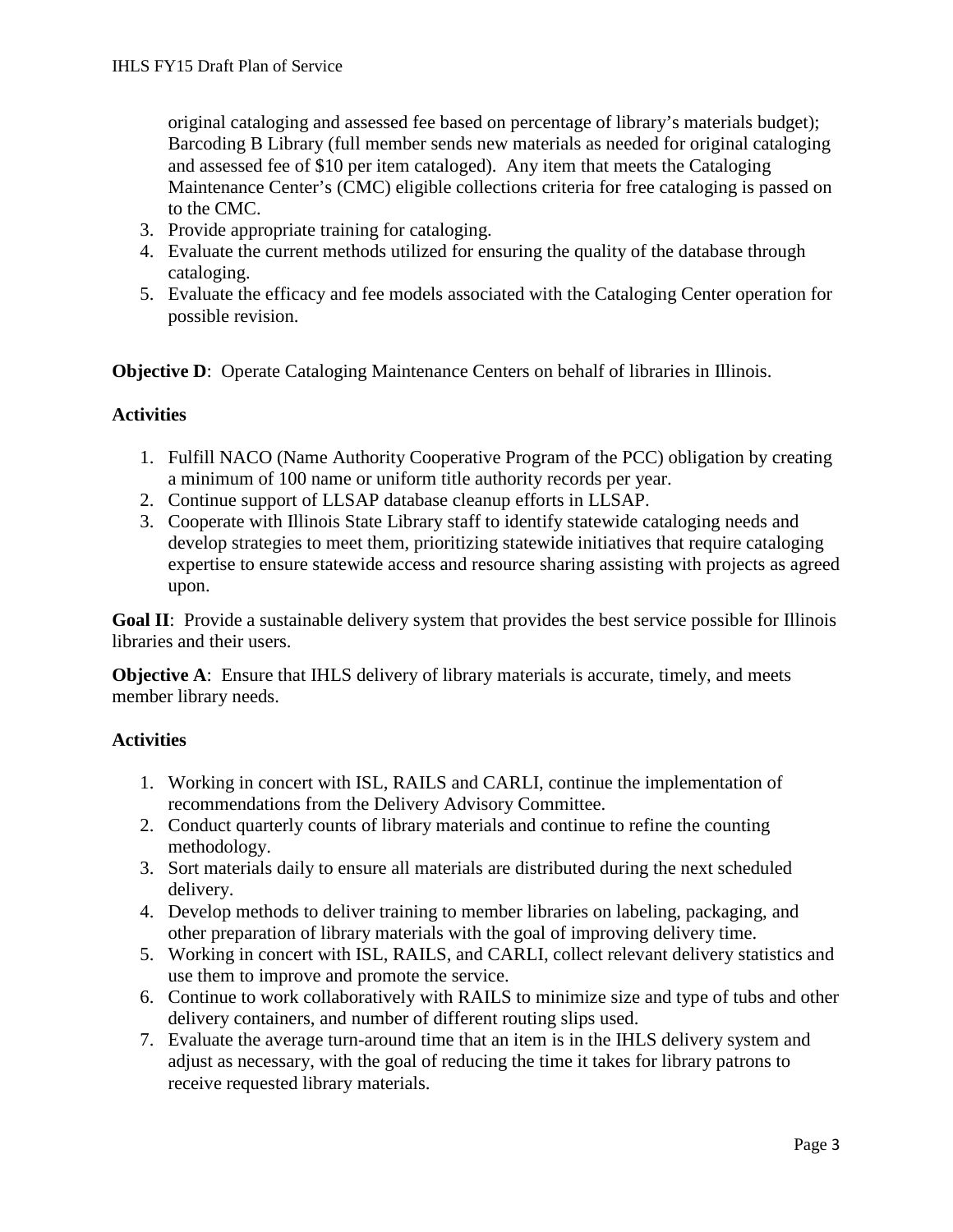original cataloging and assessed fee based on percentage of library's materials budget); Barcoding B Library (full member sends new materials as needed for original cataloging and assessed fee of $10 per item cataloged). Any item that meets the Cataloging Maintenance Center's (CMC) eligible collections criteria for free cataloging is passed on to the CMC.

3. Provide appropriate training for cataloging.
4. Evaluate the current methods utilized for ensuring the quality of the database through cataloging.
5. Evaluate the efficacy and fee models associated with the Cataloging Center operation for possible revision.

**Objective D**: Operate Cataloging Maintenance Centers on behalf of libraries in Illinois.

**Activities**

1. Fulfill NACO (Name Authority Cooperative Program of the PCC) obligation by creating a minimum of 100 name or uniform title authority records per year.
2. Continue support of LLSAP database cleanup efforts in LLSAP.
3. Cooperate with Illinois State Library staff to identify statewide cataloging needs and develop strategies to meet them, prioritizing statewide initiatives that require cataloging expertise to ensure statewide access and resource sharing assisting with projects as agreed upon.

**Goal II**: Provide a sustainable delivery system that provides the best service possible for Illinois libraries and their users.

**Objective A**: Ensure that IHLS delivery of library materials is accurate, timely, and meets member library needs.

**Activities**

1. Working in concert with ISL, RAILS and CARLI, continue the implementation of recommendations from the Delivery Advisory Committee.
2. Conduct quarterly counts of library materials and continue to refine the counting methodology.
3. Sort materials daily to ensure all materials are distributed during the next scheduled delivery.
4. Develop methods to deliver training to member libraries on labeling, packaging, and other preparation of library materials with the goal of improving delivery time.
5. Working in concert with ISL, RAILS, and CARLI, collect relevant delivery statistics and use them to improve and promote the service.
6. Continue to work collaboratively with RAILS to minimize size and type of tubs and other delivery containers, and number of different routing slips used.
7. Evaluate the average turn-around time that an item is in the IHLS delivery system and adjust as necessary, with the goal of reducing the time it takes for library patrons to receive requested library materials.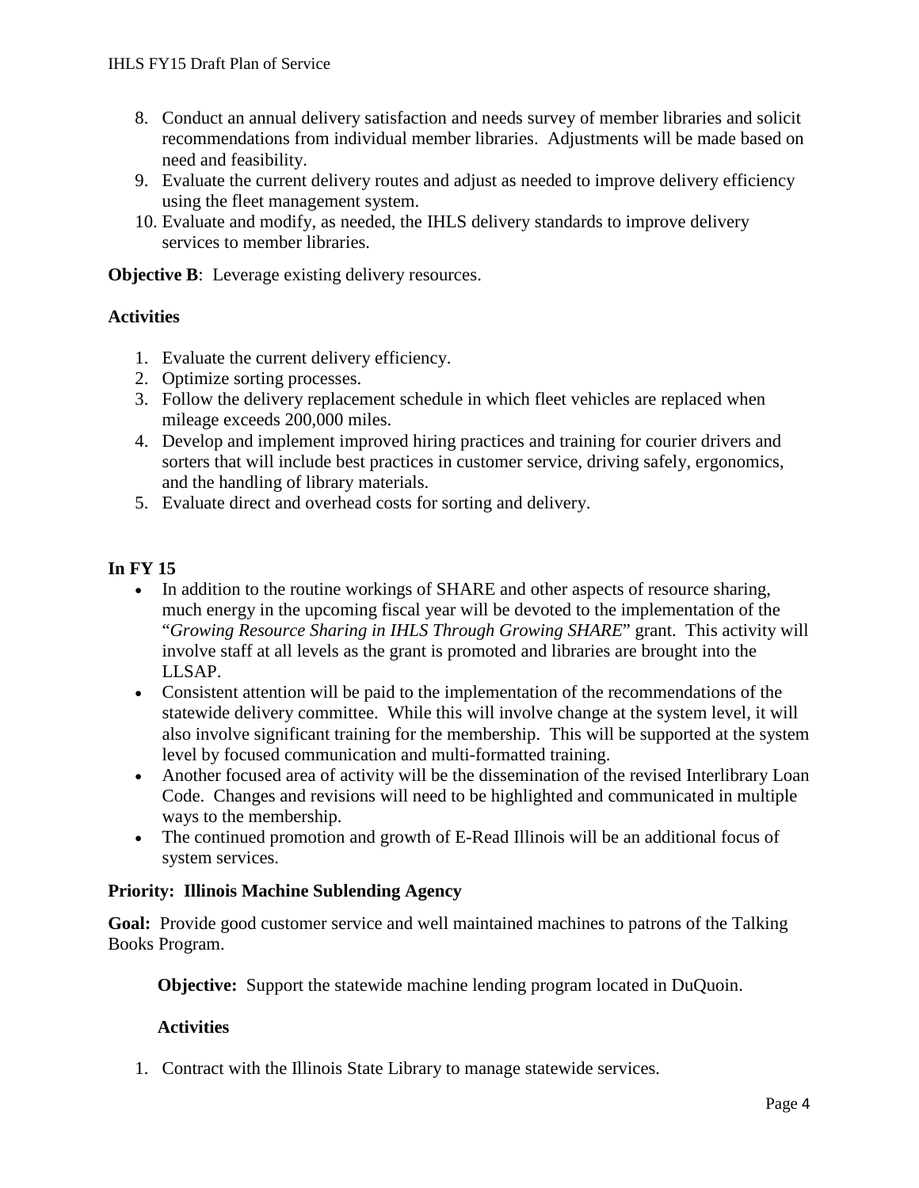8. Conduct an annual delivery satisfaction and needs survey of member libraries and solicit recommendations from individual member libraries. Adjustments will be made based on need and feasibility.
9. Evaluate the current delivery routes and adjust as needed to improve delivery efficiency using the fleet management system.
10. Evaluate and modify, as needed, the IHLS delivery standards to improve delivery services to member libraries.

**Objective B**: Leverage existing delivery resources.

**Activities**

1. Evaluate the current delivery efficiency.
2. Optimize sorting processes.
3. Follow the delivery replacement schedule in which fleet vehicles are replaced when mileage exceeds 200,000 miles.
4. Develop and implement improved hiring practices and training for courier drivers and sorters that will include best practices in customer service, driving safely, ergonomics, and the handling of library materials.
5. Evaluate direct and overhead costs for sorting and delivery.

**In FY 15**

- In addition to the routine workings of SHARE and other aspects of resource sharing, much energy in the upcoming fiscal year will be devoted to the implementation of the "*Growing Resource Sharing in IHLS Through Growing SHARE*" grant. This activity will involve staff at all levels as the grant is promoted and libraries are brought into the LLSAP.
- Consistent attention will be paid to the implementation of the recommendations of the statewide delivery committee. While this will involve change at the system level, it will also involve significant training for the membership. This will be supported at the system level by focused communication and multi-formatted training.
- Another focused area of activity will be the dissemination of the revised Interlibrary Loan Code. Changes and revisions will need to be highlighted and communicated in multiple ways to the membership.
- The continued promotion and growth of E-Read Illinois will be an additional focus of system services.

**Priority: Illinois Machine Sublending Agency**

**Goal:** Provide good customer service and well maintained machines to patrons of the Talking Books Program.

**Objective:** Support the statewide machine lending program located in DuQuoin.

**Activities**

1. Contract with the Illinois State Library to manage statewide services.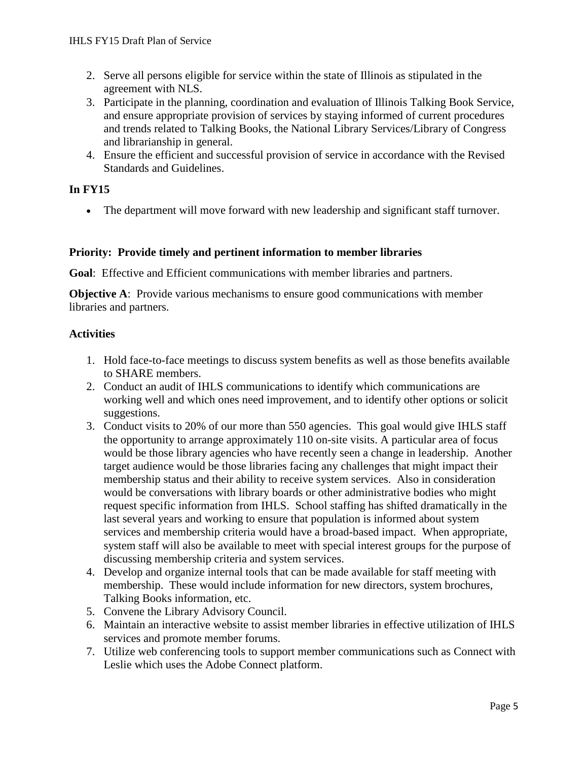2. Serve all persons eligible for service within the state of Illinois as stipulated in the agreement with NLS.
3. Participate in the planning, coordination and evaluation of Illinois Talking Book Service, and ensure appropriate provision of services by staying informed of current procedures and trends related to Talking Books, the National Library Services/Library of Congress and librarianship in general.
4. Ensure the efficient and successful provision of service in accordance with the Revised Standards and Guidelines.

**In FY15**

- The department will move forward with new leadership and significant staff turnover.

**Priority: Provide timely and pertinent information to member libraries**

**Goal**: Effective and Efficient communications with member libraries and partners.

**Objective A**: Provide various mechanisms to ensure good communications with member libraries and partners.

**Activities**

1. Hold face-to-face meetings to discuss system benefits as well as those benefits available to SHARE members.
2. Conduct an audit of IHLS communications to identify which communications are working well and which ones need improvement, and to identify other options or solicit suggestions.
3. Conduct visits to 20% of our more than 550 agencies. This goal would give IHLS staff the opportunity to arrange approximately 110 on-site visits. A particular area of focus would be those library agencies who have recently seen a change in leadership. Another target audience would be those libraries facing any challenges that might impact their membership status and their ability to receive system services. Also in consideration would be conversations with library boards or other administrative bodies who might request specific information from IHLS. School staffing has shifted dramatically in the last several years and working to ensure that population is informed about system services and membership criteria would have a broad-based impact. When appropriate, system staff will also be available to meet with special interest groups for the purpose of discussing membership criteria and system services.
4. Develop and organize internal tools that can be made available for staff meeting with membership. These would include information for new directors, system brochures, Talking Books information, etc.
5. Convene the Library Advisory Council.
6. Maintain an interactive website to assist member libraries in effective utilization of IHLS services and promote member forums.
7. Utilize web conferencing tools to support member communications such as Connect with Leslie which uses the Adobe Connect platform.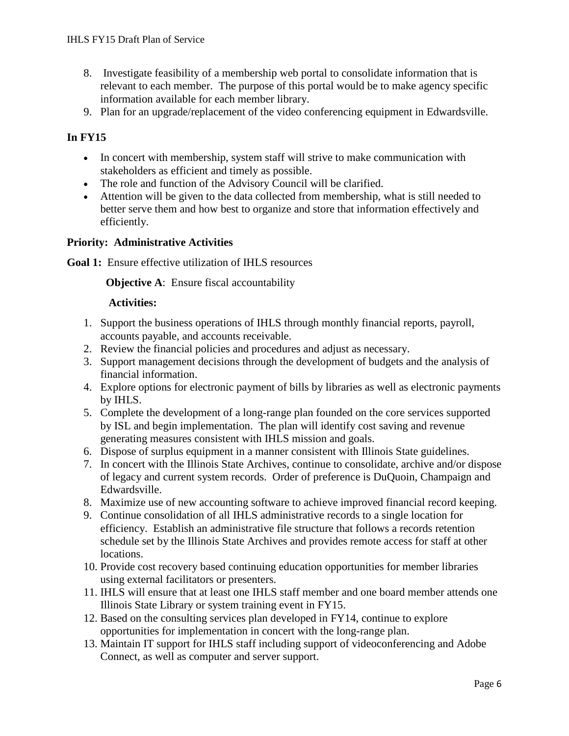8. Investigate feasibility of a membership web portal to consolidate information that is relevant to each member. The purpose of this portal would be to make agency specific information available for each member library.
9. Plan for an upgrade/replacement of the video conferencing equipment in Edwardsville.

### In FY15

- In concert with membership, system staff will strive to make communication with stakeholders as efficient and timely as possible.
- The role and function of the Advisory Council will be clarified.
- Attention will be given to the data collected from membership, what is still needed to better serve them and how best to organize and store that information effectively and efficiently.

### Priority: Administrative Activities

**Goal 1:** Ensure effective utilization of IHLS resources

**Objective A**: Ensure fiscal accountability

**Activities:**

1. Support the business operations of IHLS through monthly financial reports, payroll, accounts payable, and accounts receivable.
2. Review the financial policies and procedures and adjust as necessary.
3. Support management decisions through the development of budgets and the analysis of financial information.
4. Explore options for electronic payment of bills by libraries as well as electronic payments by IHLS.
5. Complete the development of a long-range plan founded on the core services supported by ISL and begin implementation. The plan will identify cost saving and revenue generating measures consistent with IHLS mission and goals.
6. Dispose of surplus equipment in a manner consistent with Illinois State guidelines.
7. In concert with the Illinois State Archives, continue to consolidate, archive and/or dispose of legacy and current system records. Order of preference is DuQuoin, Champaign and Edwardsville.
8. Maximize use of new accounting software to achieve improved financial record keeping.
9. Continue consolidation of all IHLS administrative records to a single location for efficiency. Establish an administrative file structure that follows a records retention schedule set by the Illinois State Archives and provides remote access for staff at other locations.
10. Provide cost recovery based continuing education opportunities for member libraries using external facilitators or presenters.
11. IHLS will ensure that at least one IHLS staff member and one board member attends one Illinois State Library or system training event in FY15.
12. Based on the consulting services plan developed in FY14, continue to explore opportunities for implementation in concert with the long-range plan.
13. Maintain IT support for IHLS staff including support of videoconferencing and Adobe Connect, as well as computer and server support.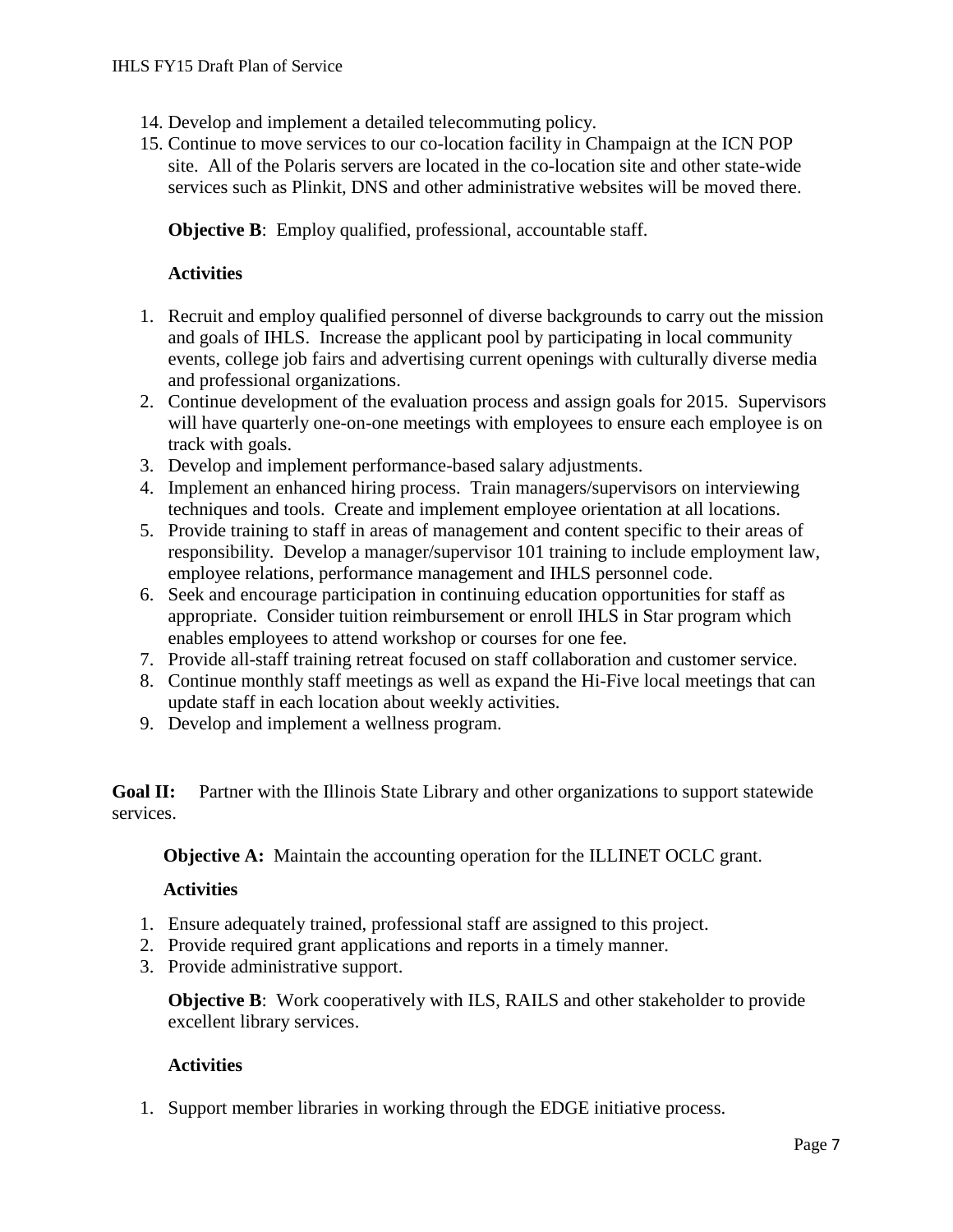14. Develop and implement a detailed telecommuting policy.
15. Continue to move services to our co-location facility in Champaign at the ICN POP site. All of the Polaris servers are located in the co-location site and other state-wide services such as Plinkit, DNS and other administrative websites will be moved there.

**Objective B**: Employ qualified, professional, accountable staff.

**Activities**

1. Recruit and employ qualified personnel of diverse backgrounds to carry out the mission and goals of IHLS. Increase the applicant pool by participating in local community events, college job fairs and advertising current openings with culturally diverse media and professional organizations.
2. Continue development of the evaluation process and assign goals for 2015. Supervisors will have quarterly one-on-one meetings with employees to ensure each employee is on track with goals.
3. Develop and implement performance-based salary adjustments.
4. Implement an enhanced hiring process. Train managers/supervisors on interviewing techniques and tools. Create and implement employee orientation at all locations.
5. Provide training to staff in areas of management and content specific to their areas of responsibility. Develop a manager/supervisor 101 training to include employment law, employee relations, performance management and IHLS personnel code.
6. Seek and encourage participation in continuing education opportunities for staff as appropriate. Consider tuition reimbursement or enroll IHLS in Star program which enables employees to attend workshop or courses for one fee.
7. Provide all-staff training retreat focused on staff collaboration and customer service.
8. Continue monthly staff meetings as well as expand the Hi-Five local meetings that can update staff in each location about weekly activities.
9. Develop and implement a wellness program.

**Goal II:** Partner with the Illinois State Library and other organizations to support statewide services.

**Objective A:** Maintain the accounting operation for the ILLINET OCLC grant.

**Activities**

1. Ensure adequately trained, professional staff are assigned to this project.
2. Provide required grant applications and reports in a timely manner.
3. Provide administrative support.

**Objective B**: Work cooperatively with ILS, RAILS and other stakeholder to provide excellent library services.

**Activities**

1. Support member libraries in working through the EDGE initiative process.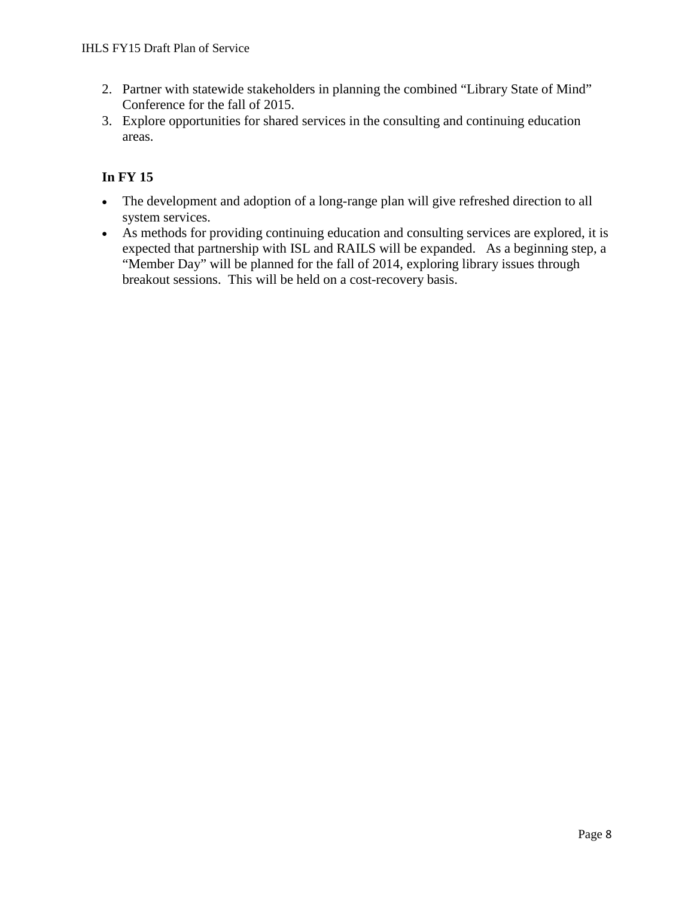2. Partner with statewide stakeholders in planning the combined "Library State of Mind" Conference for the fall of 2015.
3. Explore opportunities for shared services in the consulting and continuing education areas.

**In FY 15**

- The development and adoption of a long-range plan will give refreshed direction to all system services.
- As methods for providing continuing education and consulting services are explored, it is expected that partnership with ISL and RAILS will be expanded. As a beginning step, a "Member Day" will be planned for the fall of 2014, exploring library issues through breakout sessions. This will be held on a cost-recovery basis.